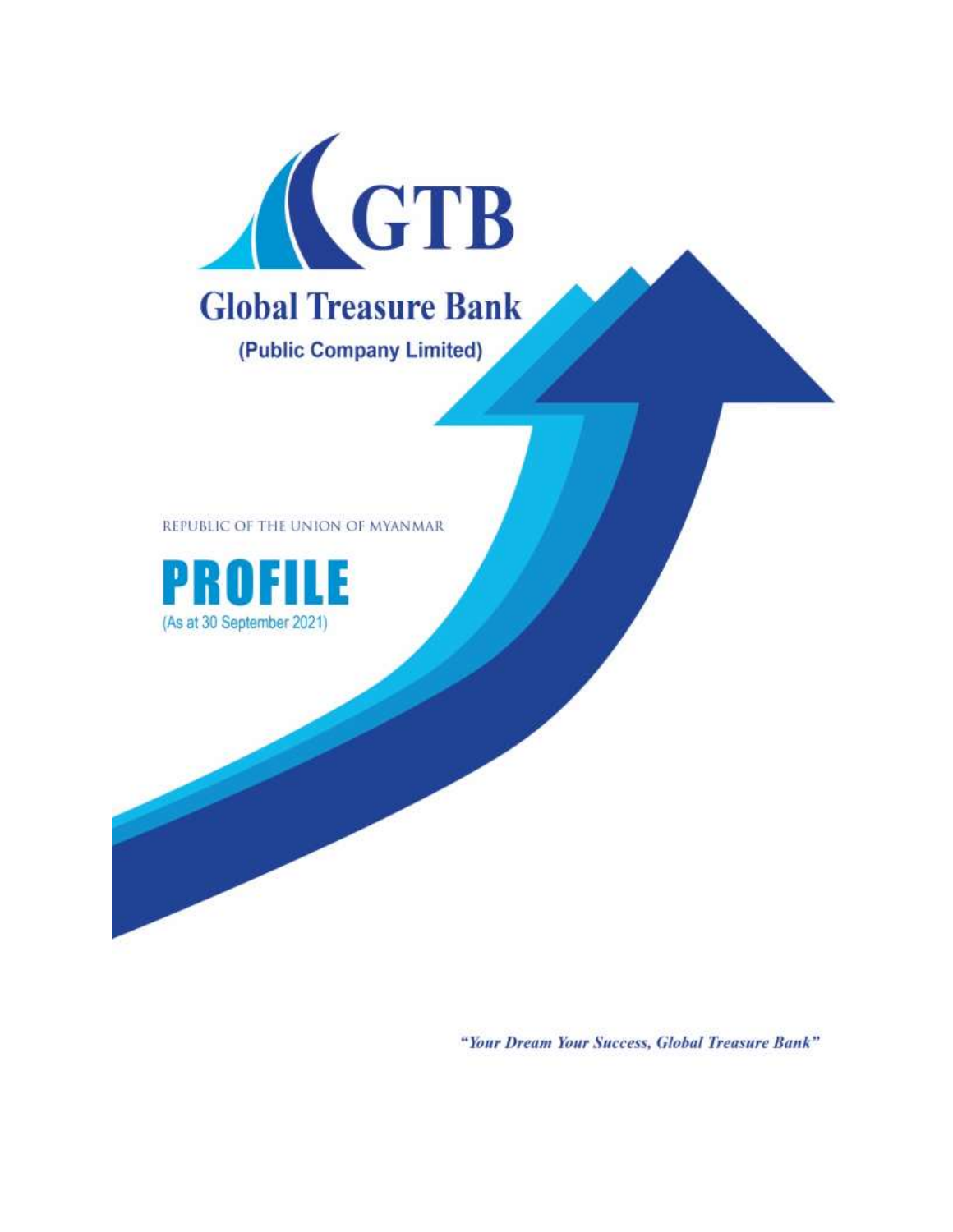GTB

# Global Treasure Bank

**(Public Company Limited)**

REPUBLIC OF THE UNION OF MYANMAR

# PROFILE

(As at 30 September 2021)

*"Your Dream Your Success, Global Treasure Bank"*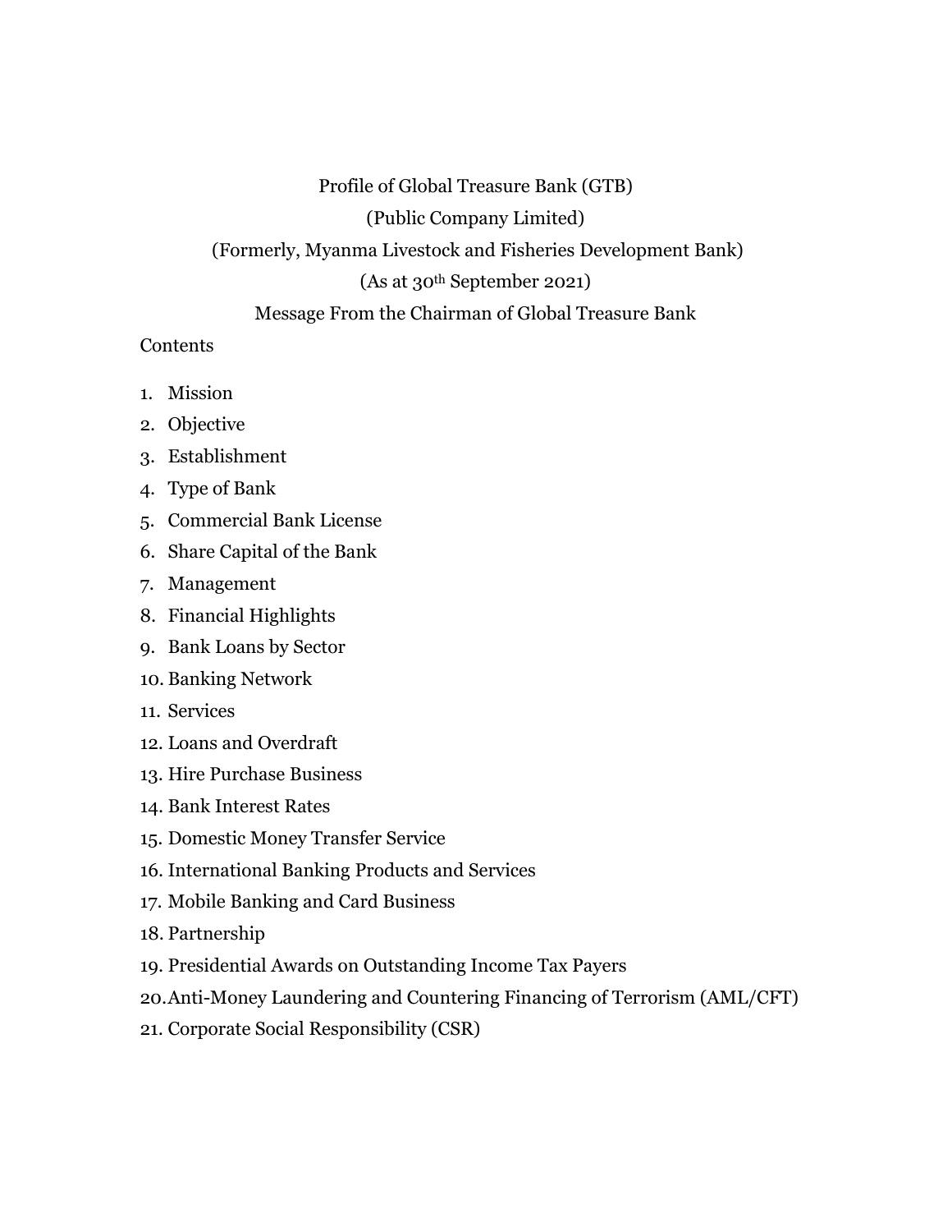Profile of Global Treasure Bank (GTB)

(Public Company Limited)

(Formerly, Myanma Livestock and Fisheries Development Bank)

(As at 30th September 2021)

Message From the Chairman of Global Treasure Bank

Contents

1. Mission
2. Objective
3. Establishment
4. Type of Bank
5. Commercial Bank License
6. Share Capital of the Bank
7. Management
8. Financial Highlights
9. Bank Loans by Sector
10. Banking Network
11. Services
12. Loans and Overdraft
13. Hire Purchase Business
14. Bank Interest Rates
15. Domestic Money Transfer Service
16. International Banking Products and Services
17. Mobile Banking and Card Business
18. Partnership
19. Presidential Awards on Outstanding Income Tax Payers
20. Anti-Money Laundering and Countering Financing of Terrorism (AML/CFT)
21. Corporate Social Responsibility (CSR)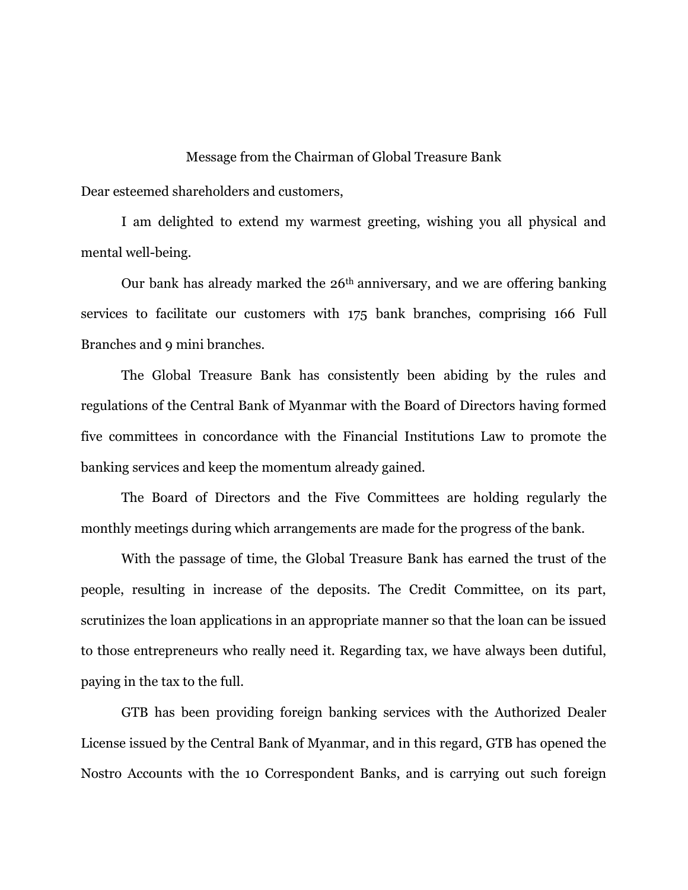Message from the Chairman of Global Treasure Bank

Dear esteemed shareholders and customers,

I am delighted to extend my warmest greeting, wishing you all physical and mental well-being.

Our bank has already marked the 26th anniversary, and we are offering banking services to facilitate our customers with 175 bank branches, comprising 166 Full Branches and 9 mini branches.

The Global Treasure Bank has consistently been abiding by the rules and regulations of the Central Bank of Myanmar with the Board of Directors having formed five committees in concordance with the Financial Institutions Law to promote the banking services and keep the momentum already gained.

The Board of Directors and the Five Committees are holding regularly the monthly meetings during which arrangements are made for the progress of the bank.

With the passage of time, the Global Treasure Bank has earned the trust of the people, resulting in increase of the deposits. The Credit Committee, on its part, scrutinizes the loan applications in an appropriate manner so that the loan can be issued to those entrepreneurs who really need it. Regarding tax, we have always been dutiful, paying in the tax to the full.

GTB has been providing foreign banking services with the Authorized Dealer License issued by the Central Bank of Myanmar, and in this regard, GTB has opened the Nostro Accounts with the 10 Correspondent Banks, and is carrying out such foreign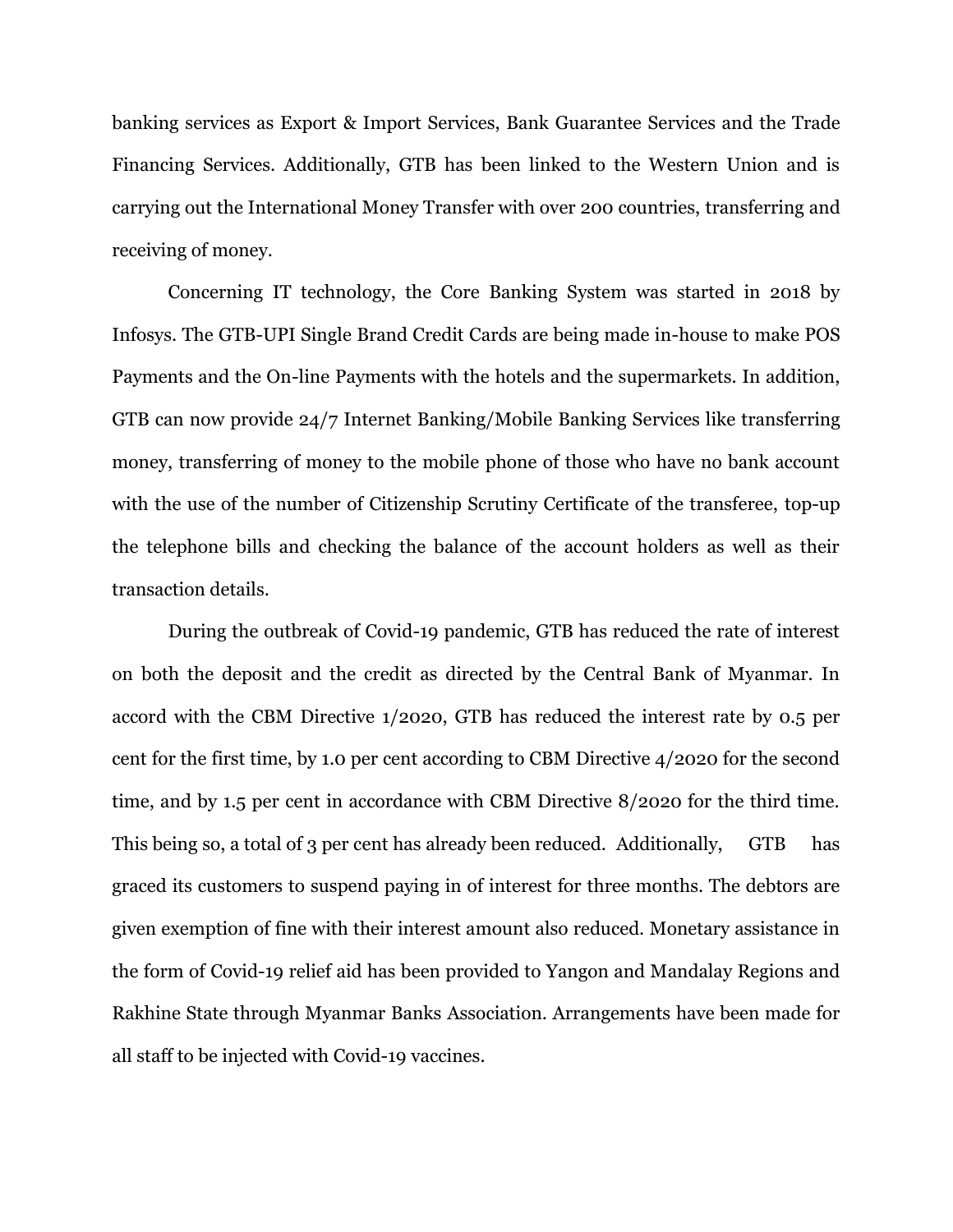banking services as Export & Import Services, Bank Guarantee Services and the Trade Financing Services. Additionally, GTB has been linked to the Western Union and is carrying out the International Money Transfer with over 200 countries, transferring and receiving of money.

Concerning IT technology, the Core Banking System was started in 2018 by Infosys. The GTB-UPI Single Brand Credit Cards are being made in-house to make POS Payments and the On-line Payments with the hotels and the supermarkets. In addition, GTB can now provide 24/7 Internet Banking/Mobile Banking Services like transferring money, transferring of money to the mobile phone of those who have no bank account with the use of the number of Citizenship Scrutiny Certificate of the transferee, top-up the telephone bills and checking the balance of the account holders as well as their transaction details.

During the outbreak of Covid-19 pandemic, GTB has reduced the rate of interest on both the deposit and the credit as directed by the Central Bank of Myanmar. In accord with the CBM Directive 1/2020, GTB has reduced the interest rate by 0.5 per cent for the first time, by 1.0 per cent according to CBM Directive 4/2020 for the second time, and by 1.5 per cent in accordance with CBM Directive 8/2020 for the third time. This being so, a total of 3 per cent has already been reduced. Additionally, GTB has graced its customers to suspend paying in of interest for three months. The debtors are given exemption of fine with their interest amount also reduced. Monetary assistance in the form of Covid-19 relief aid has been provided to Yangon and Mandalay Regions and Rakhine State through Myanmar Banks Association. Arrangements have been made for all staff to be injected with Covid-19 vaccines.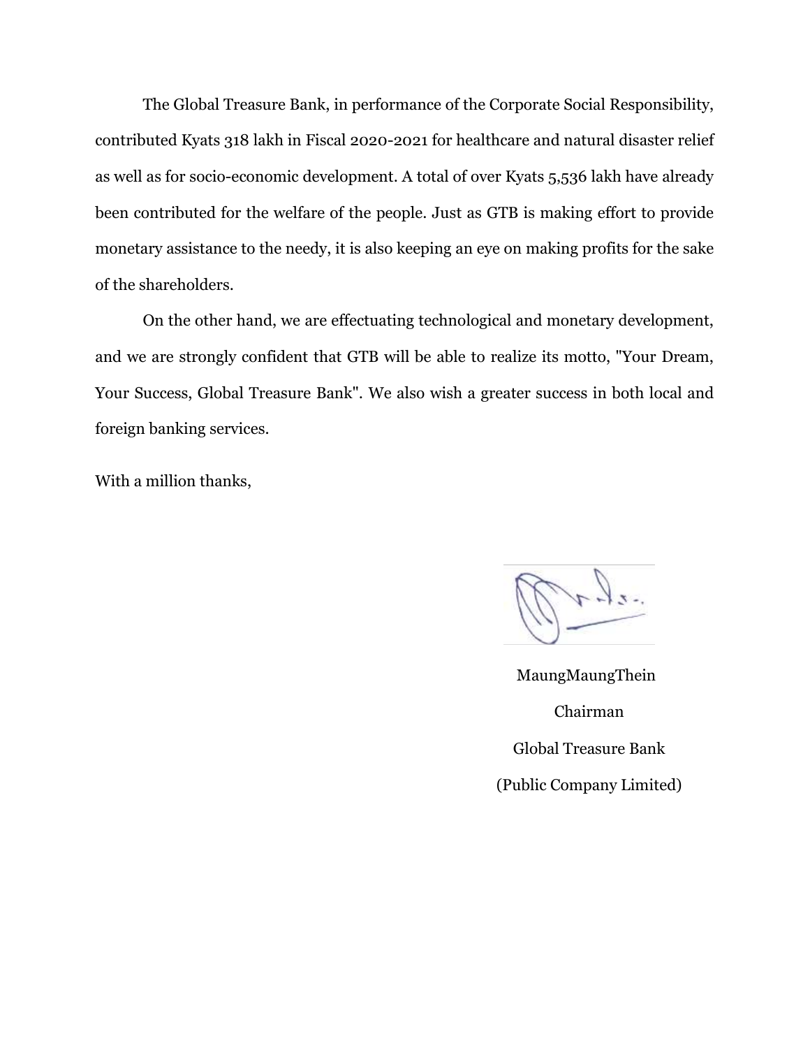The Global Treasure Bank, in performance of the Corporate Social Responsibility, contributed Kyats 318 lakh in Fiscal 2020-2021 for healthcare and natural disaster relief as well as for socio-economic development. A total of over Kyats 5,536 lakh have already been contributed for the welfare of the people. Just as GTB is making effort to provide monetary assistance to the needy, it is also keeping an eye on making profits for the sake of the shareholders.

On the other hand, we are effectuating technological and monetary development, and we are strongly confident that GTB will be able to realize its motto, "Your Dream, Your Success, Global Treasure Bank". We also wish a greater success in both local and foreign banking services.

With a million thanks,

MaungMaungThein

Chairman

Global Treasure Bank

(Public Company Limited)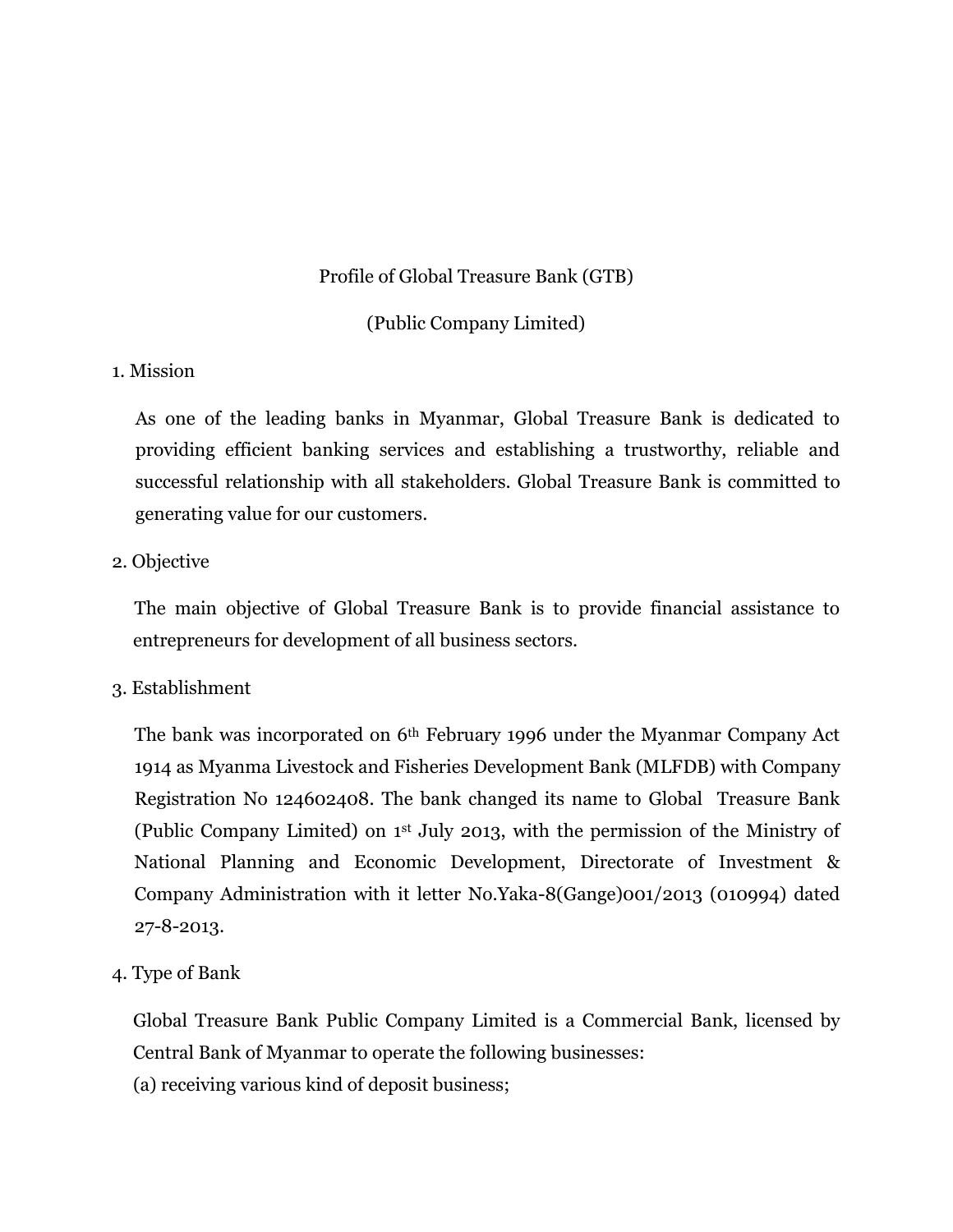Profile of Global Treasure Bank (GTB)

(Public Company Limited)

1. Mission

As one of the leading banks in Myanmar, Global Treasure Bank is dedicated to providing efficient banking services and establishing a trustworthy, reliable and successful relationship with all stakeholders. Global Treasure Bank is committed to generating value for our customers.

2. Objective

The main objective of Global Treasure Bank is to provide financial assistance to entrepreneurs for development of all business sectors.

3. Establishment

The bank was incorporated on 6th February 1996 under the Myanmar Company Act 1914 as Myanma Livestock and Fisheries Development Bank (MLFDB) with Company Registration No 124602408. The bank changed its name to Global Treasure Bank (Public Company Limited) on 1st July 2013, with the permission of the Ministry of National Planning and Economic Development, Directorate of Investment & Company Administration with it letter No.Yaka-8(Gange)001/2013 (010994) dated 27-8-2013.

4. Type of Bank

Global Treasure Bank Public Company Limited is a Commercial Bank, licensed by Central Bank of Myanmar to operate the following businesses:

(a) receiving various kind of deposit business;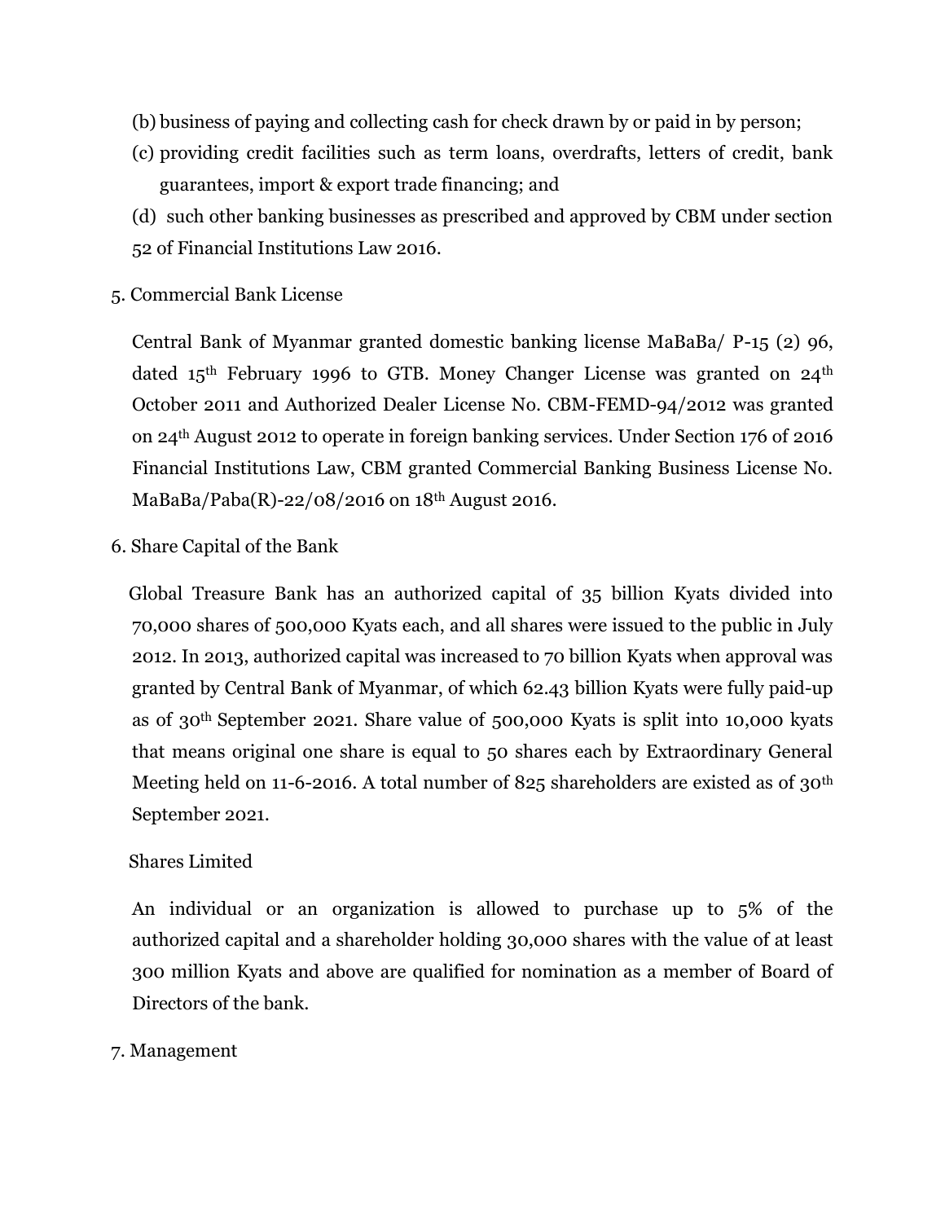(b) business of paying and collecting cash for check drawn by or paid in by person;

(c) providing credit facilities such as term loans, overdrafts, letters of credit, bank guarantees, import & export trade financing; and

(d) such other banking businesses as prescribed and approved by CBM under section 52 of Financial Institutions Law 2016.

5. Commercial Bank License

Central Bank of Myanmar granted domestic banking license MaBaBa/ P-15 (2) 96, dated 15th February 1996 to GTB. Money Changer License was granted on 24th October 2011 and Authorized Dealer License No. CBM-FEMD-94/2012 was granted on 24th August 2012 to operate in foreign banking services. Under Section 176 of 2016 Financial Institutions Law, CBM granted Commercial Banking Business License No. MaBaBa/Paba(R)-22/08/2016 on 18th August 2016.

6. Share Capital of the Bank

Global Treasure Bank has an authorized capital of 35 billion Kyats divided into 70,000 shares of 500,000 Kyats each, and all shares were issued to the public in July 2012. In 2013, authorized capital was increased to 70 billion Kyats when approval was granted by Central Bank of Myanmar, of which 62.43 billion Kyats were fully paid-up as of 30th September 2021. Share value of 500,000 Kyats is split into 10,000 kyats that means original one share is equal to 50 shares each by Extraordinary General Meeting held on 11-6-2016. A total number of 825 shareholders are existed as of 30th September 2021.

Shares Limited

An individual or an organization is allowed to purchase up to 5% of the authorized capital and a shareholder holding 30,000 shares with the value of at least 300 million Kyats and above are qualified for nomination as a member of Board of Directors of the bank.

7. Management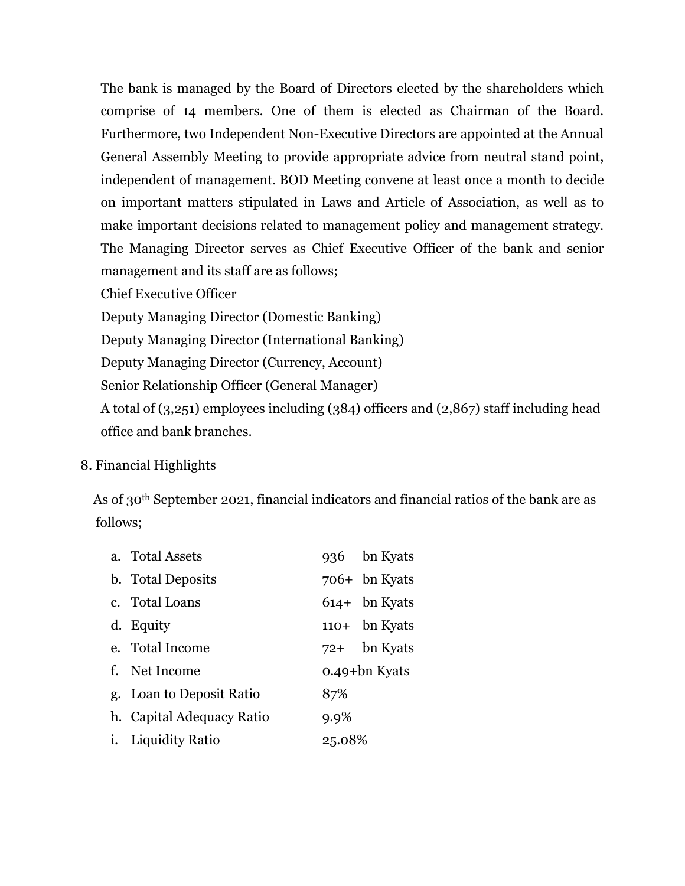The bank is managed by the Board of Directors elected by the shareholders which comprise of 14 members. One of them is elected as Chairman of the Board. Furthermore, two Independent Non-Executive Directors are appointed at the Annual General Assembly Meeting to provide appropriate advice from neutral stand point, independent of management. BOD Meeting convene at least once a month to decide on important matters stipulated in Laws and Article of Association, as well as to make important decisions related to management policy and management strategy. The Managing Director serves as Chief Executive Officer of the bank and senior management and its staff are as follows;

Chief Executive Officer

Deputy Managing Director (Domestic Banking)

Deputy Managing Director (International Banking)

Deputy Managing Director (Currency, Account)

Senior Relationship Officer (General Manager)

A total of (3,251) employees including (384) officers and (2,867) staff including head office and bank branches.

8. Financial Highlights

As of 30th September 2021, financial indicators and financial ratios of the bank are as follows;

a. Total Assets 936 bn Kyats
b. Total Deposits 706+ bn Kyats
c. Total Loans 614+ bn Kyats
d. Equity 110+ bn Kyats
e. Total Income 72+ bn Kyats
f. Net Income 0.49+bn Kyats
g. Loan to Deposit Ratio 87%
h. Capital Adequacy Ratio 9.9%
i. Liquidity Ratio 25.08%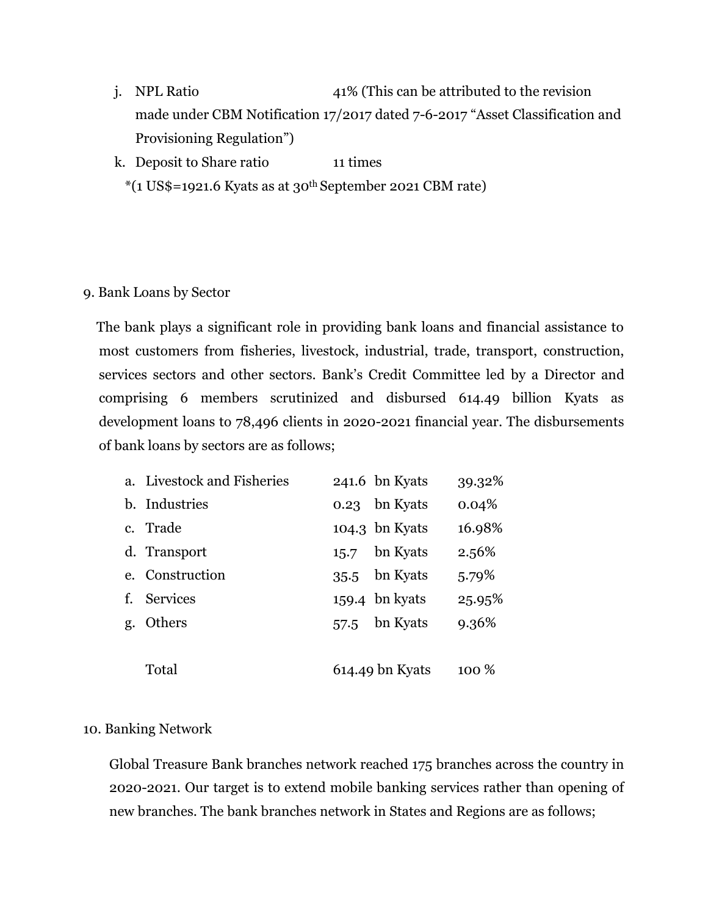j. NPL Ratio 41% (This can be attributed to the revision made under CBM Notification 17/2017 dated 7-6-2017 "Asset Classification and Provisioning Regulation")

k. Deposit to Share ratio 11 times

*(1 US$=1921.6 Kyats as at 30th September 2021 CBM rate)

9. Bank Loans by Sector

The bank plays a significant role in providing bank loans and financial assistance to most customers from fisheries, livestock, industrial, trade, transport, construction, services sectors and other sectors. Bank's Credit Committee led by a Director and comprising 6 members scrutinized and disbursed 614.49 billion Kyats as development loans to 78,496 clients in 2020-2021 financial year. The disbursements of bank loans by sectors are as follows;

| | Sector | Amount | Percentage |
|---|---|---|---|
| a. | Livestock and Fisheries | 241.6 bn Kyats | 39.32% |
| b. | Industries | 0.23 bn Kyats | 0.04% |
| c. | Trade | 104.3 bn Kyats | 16.98% |
| d. | Transport | 15.7 bn Kyats | 2.56% |
| e. | Construction | 35.5 bn Kyats | 5.79% |
| f. | Services | 159.4 bn kyats | 25.95% |
| g. | Others | 57.5 bn Kyats | 9.36% |
| | Total | 614.49 bn Kyats | 100 % |

10. Banking Network

Global Treasure Bank branches network reached 175 branches across the country in 2020-2021. Our target is to extend mobile banking services rather than opening of new branches. The bank branches network in States and Regions are as follows;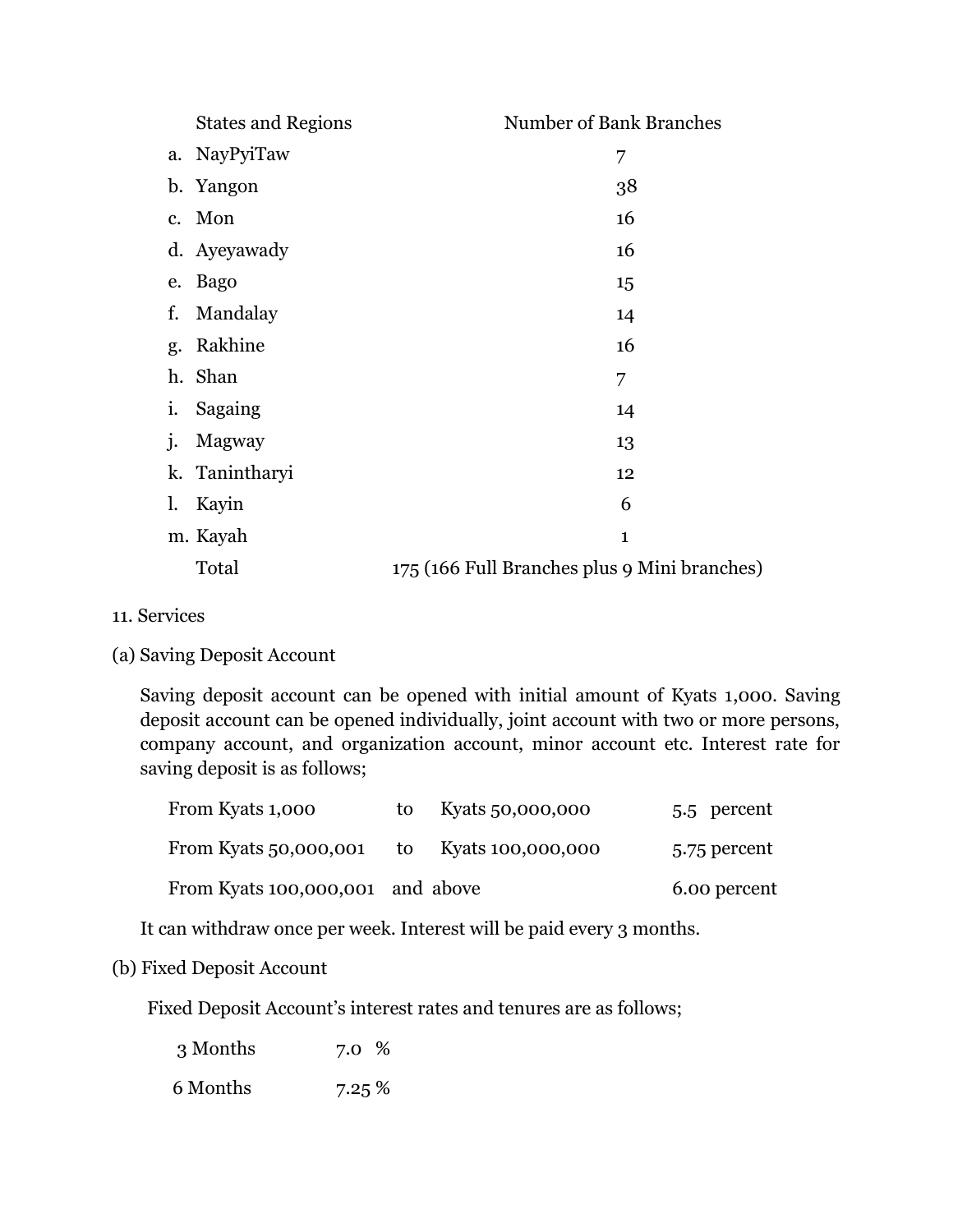| | States and Regions | Number of Bank Branches |
|---|---|---|
| a. | NayPyiTaw | 7 |
| b. | Yangon | 38 |
| c. | Mon | 16 |
| d. | Ayeyawady | 16 |
| e. | Bago | 15 |
| f. | Mandalay | 14 |
| g. | Rakhine | 16 |
| h. | Shan | 7 |
| i. | Sagaing | 14 |
| j. | Magway | 13 |
| k. | Tanintharyi | 12 |
| l. | Kayin | 6 |
| m. | Kayah | 1 |
| | Total | 175 (166 Full Branches plus 9 Mini branches) |

11. Services

(a) Saving Deposit Account

Saving deposit account can be opened with initial amount of Kyats 1,000. Saving deposit account can be opened individually, joint account with two or more persons, company account, and organization account, minor account etc. Interest rate for saving deposit is as follows;

| | | | |
|---|---|---|---|
| From Kyats 1,000 | to | Kyats 50,000,000 | 5.5 percent |
| From Kyats 50,000,001 | to | Kyats 100,000,000 | 5.75 percent |
| From Kyats 100,000,001 | and above | | 6.00 percent |

It can withdraw once per week. Interest will be paid every 3 months.

(b) Fixed Deposit Account

Fixed Deposit Account's interest rates and tenures are as follows;

| | |
|---|---|
| 3 Months | 7.0 % |
| 6 Months | 7.25 % |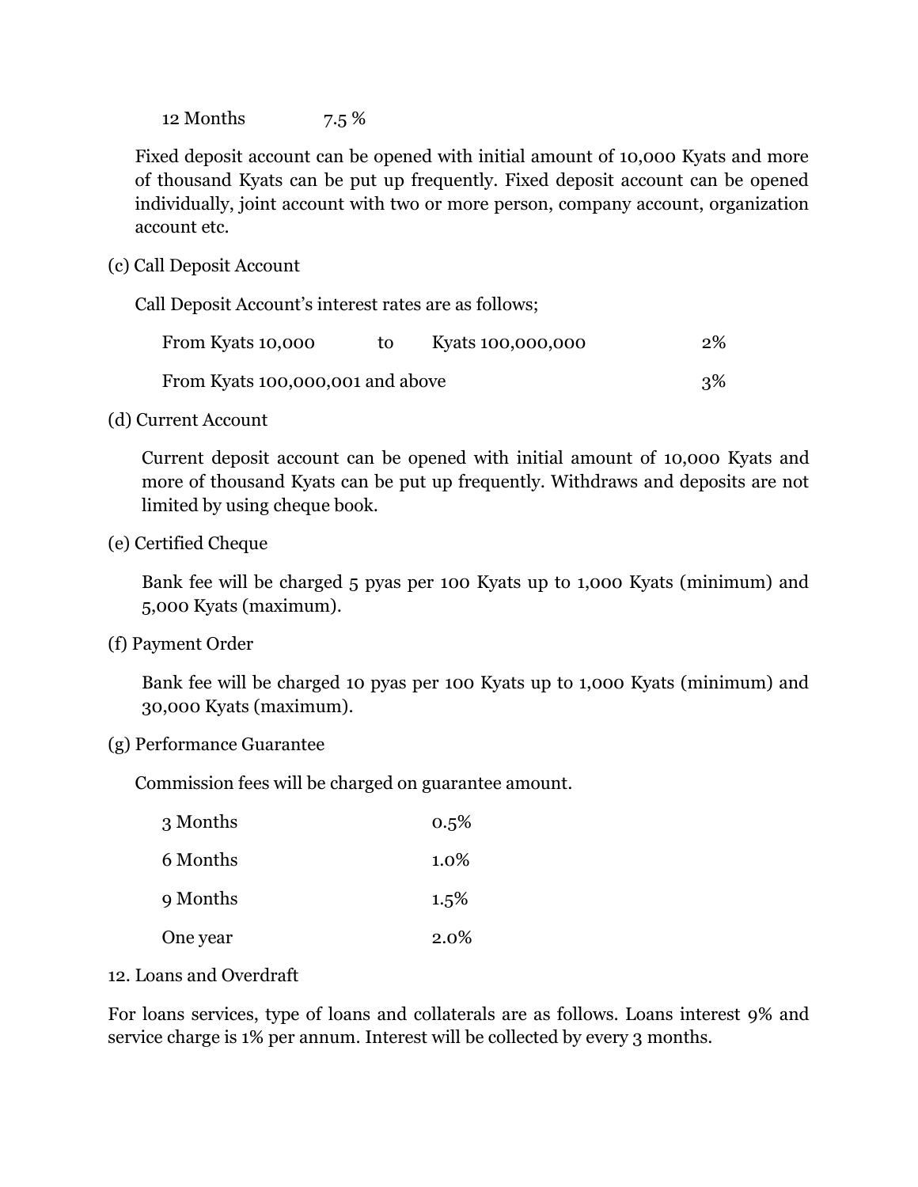| 12 Months | 7.5 % |
|---|---|

Fixed deposit account can be opened with initial amount of 10,000 Kyats and more of thousand Kyats can be put up frequently. Fixed deposit account can be opened individually, joint account with two or more person, company account, organization account etc.

(c) Call Deposit Account

Call Deposit Account's interest rates are as follows;

| From Kyats 10,000 | to | Kyats 100,000,000 | 2% |
|---|---|---|---|
| From Kyats 100,000,001 and above | | | 3% |

(d) Current Account

Current deposit account can be opened with initial amount of 10,000 Kyats and more of thousand Kyats can be put up frequently. Withdraws and deposits are not limited by using cheque book.

(e) Certified Cheque

Bank fee will be charged 5 pyas per 100 Kyats up to 1,000 Kyats (minimum) and 5,000 Kyats (maximum).

(f) Payment Order

Bank fee will be charged 10 pyas per 100 Kyats up to 1,000 Kyats (minimum) and 30,000 Kyats (maximum).

(g) Performance Guarantee

Commission fees will be charged on guarantee amount.

| 3 Months | 0.5% |
|---|---|
| 6 Months | 1.0% |
| 9 Months | 1.5% |
| One year | 2.0% |

12. Loans and Overdraft

For loans services, type of loans and collaterals are as follows. Loans interest 9% and service charge is 1% per annum. Interest will be collected by every 3 months.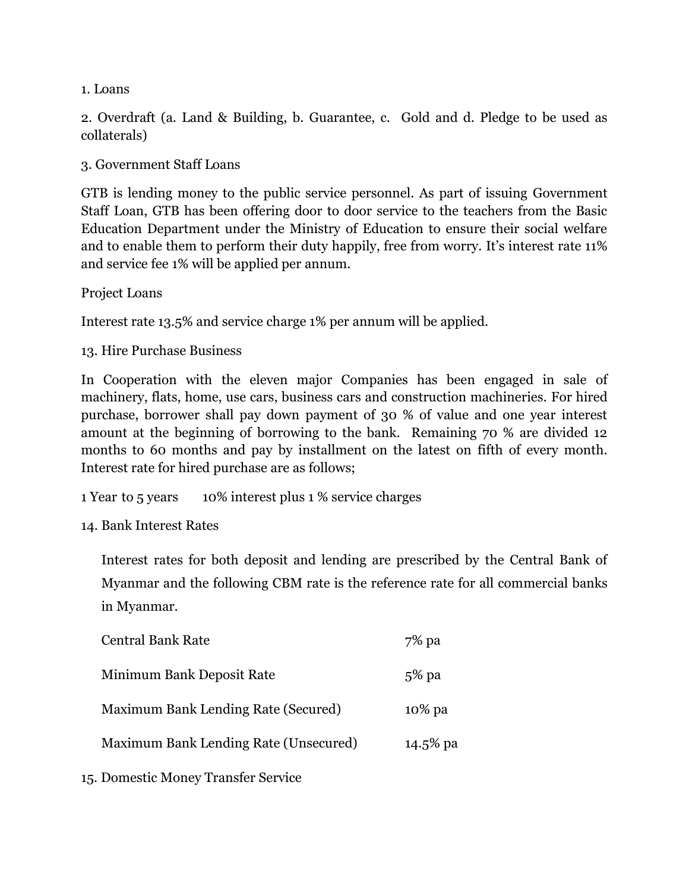1. Loans

2. Overdraft (a. Land & Building, b. Guarantee, c. Gold and d. Pledge to be used as collaterals)

3. Government Staff Loans

GTB is lending money to the public service personnel. As part of issuing Government Staff Loan, GTB has been offering door to door service to the teachers from the Basic Education Department under the Ministry of Education to ensure their social welfare and to enable them to perform their duty happily, free from worry. It's interest rate 11% and service fee 1% will be applied per annum.

Project Loans

Interest rate 13.5% and service charge 1% per annum will be applied.

13. Hire Purchase Business

In Cooperation with the eleven major Companies has been engaged in sale of machinery, flats, home, use cars, business cars and construction machineries. For hired purchase, borrower shall pay down payment of 30 % of value and one year interest amount at the beginning of borrowing to the bank. Remaining 70 % are divided 12 months to 60 months and pay by installment on the latest on fifth of every month. Interest rate for hired purchase are as follows;

1 Year to 5 years 10% interest plus 1 % service charges

14. Bank Interest Rates

Interest rates for both deposit and lending are prescribed by the Central Bank of Myanmar and the following CBM rate is the reference rate for all commercial banks in Myanmar.

| | |
|---|---|
| Central Bank Rate | 7% pa |
| Minimum Bank Deposit Rate | 5% pa |
| Maximum Bank Lending Rate (Secured) | 10% pa |
| Maximum Bank Lending Rate (Unsecured) | 14.5% pa |

15. Domestic Money Transfer Service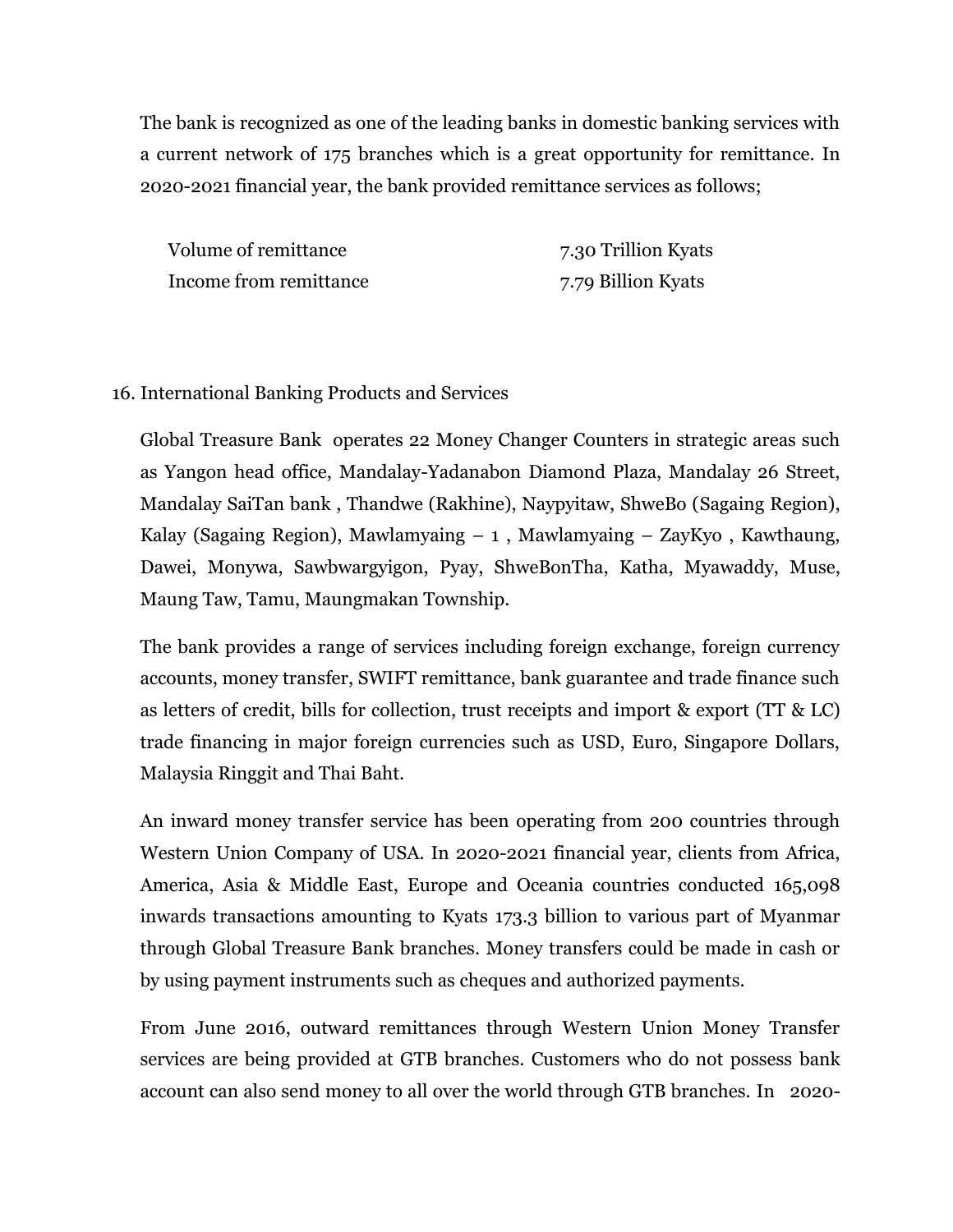The bank is recognized as one of the leading banks in domestic banking services with a current network of 175 branches which is a great opportunity for remittance. In 2020-2021 financial year, the bank provided remittance services as follows;

| | |
|---|---|
| Volume of remittance | 7.30 Trillion Kyats |
| Income from remittance | 7.79 Billion Kyats |

16. International Banking Products and Services

Global Treasure Bank operates 22 Money Changer Counters in strategic areas such as Yangon head office, Mandalay-Yadanabon Diamond Plaza, Mandalay 26 Street, Mandalay SaiTan bank , Thandwe (Rakhine), Naypyitaw, ShweBo (Sagaing Region), Kalay (Sagaing Region), Mawlamyaing – 1 , Mawlamyaing – ZayKyo , Kawthaung, Dawei, Monywa, Sawbwargyigon, Pyay, ShweBonTha, Katha, Myawaddy, Muse, Maung Taw, Tamu, Maungmakan Township.

The bank provides a range of services including foreign exchange, foreign currency accounts, money transfer, SWIFT remittance, bank guarantee and trade finance such as letters of credit, bills for collection, trust receipts and import & export (TT & LC) trade financing in major foreign currencies such as USD, Euro, Singapore Dollars, Malaysia Ringgit and Thai Baht.

An inward money transfer service has been operating from 200 countries through Western Union Company of USA. In 2020-2021 financial year, clients from Africa, America, Asia & Middle East, Europe and Oceania countries conducted 165,098 inwards transactions amounting to Kyats 173.3 billion to various part of Myanmar through Global Treasure Bank branches. Money transfers could be made in cash or by using payment instruments such as cheques and authorized payments.

From June 2016, outward remittances through Western Union Money Transfer services are being provided at GTB branches. Customers who do not possess bank account can also send money to all over the world through GTB branches. In 2020-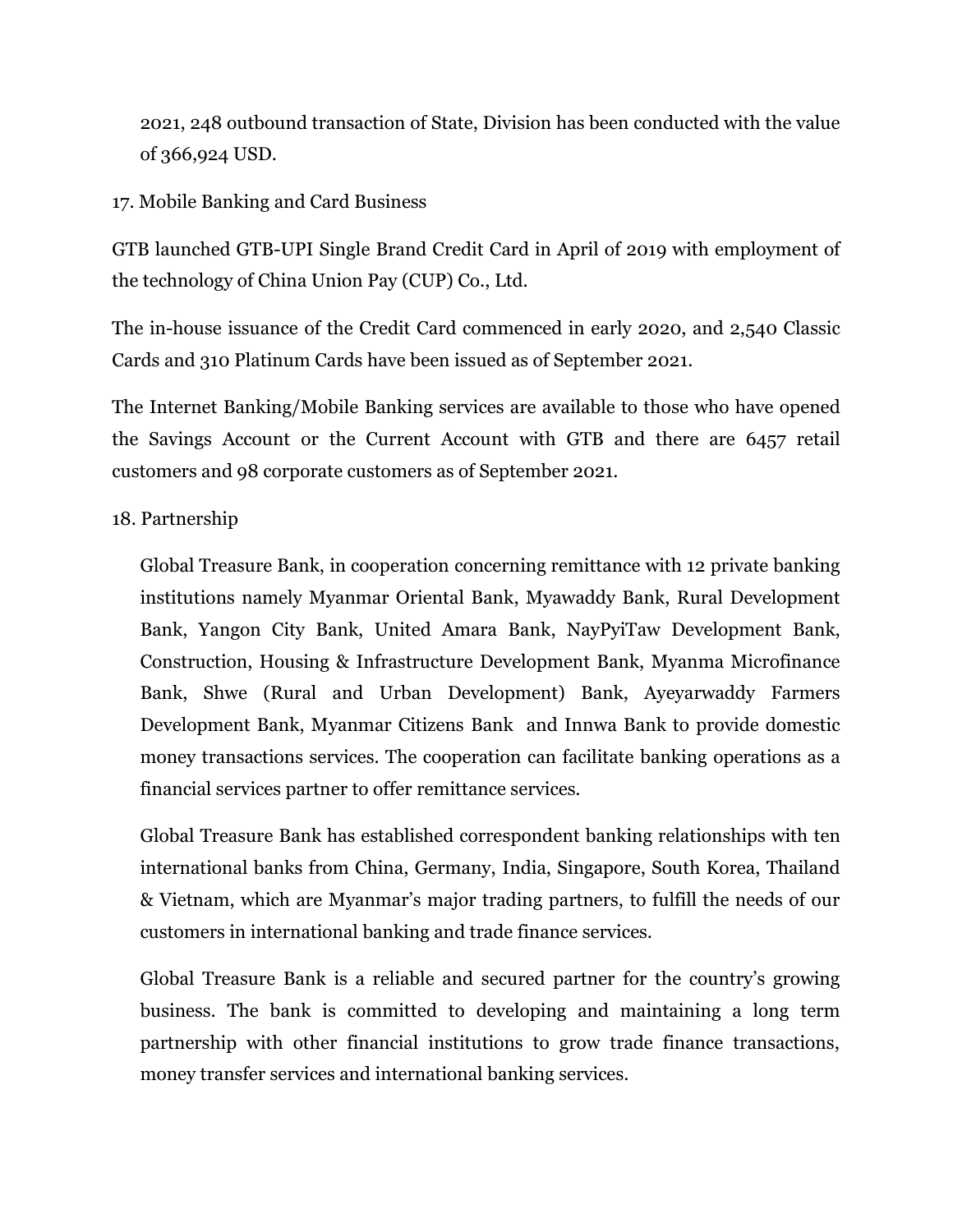2021, 248 outbound transaction of State, Division has been conducted with the value of 366,924 USD.

17. Mobile Banking and Card Business

GTB launched GTB-UPI Single Brand Credit Card in April of 2019 with employment of the technology of China Union Pay (CUP) Co., Ltd.

The in-house issuance of the Credit Card commenced in early 2020, and 2,540 Classic Cards and 310 Platinum Cards have been issued as of September 2021.

The Internet Banking/Mobile Banking services are available to those who have opened the Savings Account or the Current Account with GTB and there are 6457 retail customers and 98 corporate customers as of September 2021.

18. Partnership

Global Treasure Bank, in cooperation concerning remittance with 12 private banking institutions namely Myanmar Oriental Bank, Myawaddy Bank, Rural Development Bank, Yangon City Bank, United Amara Bank, NayPyiTaw Development Bank, Construction, Housing & Infrastructure Development Bank, Myanma Microfinance Bank, Shwe (Rural and Urban Development) Bank, Ayeyarwaddy Farmers Development Bank, Myanmar Citizens Bank and Innwa Bank to provide domestic money transactions services. The cooperation can facilitate banking operations as a financial services partner to offer remittance services.

Global Treasure Bank has established correspondent banking relationships with ten international banks from China, Germany, India, Singapore, South Korea, Thailand & Vietnam, which are Myanmar's major trading partners, to fulfill the needs of our customers in international banking and trade finance services.

Global Treasure Bank is a reliable and secured partner for the country's growing business. The bank is committed to developing and maintaining a long term partnership with other financial institutions to grow trade finance transactions, money transfer services and international banking services.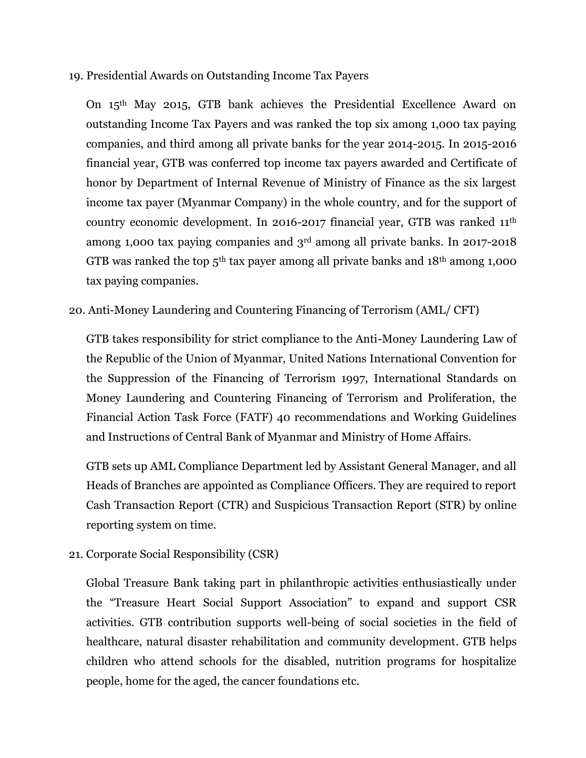19. Presidential Awards on Outstanding Income Tax Payers

    On 15th May 2015, GTB bank achieves the Presidential Excellence Award on outstanding Income Tax Payers and was ranked the top six among 1,000 tax paying companies, and third among all private banks for the year 2014-2015. In 2015-2016 financial year, GTB was conferred top income tax payers awarded and Certificate of honor by Department of Internal Revenue of Ministry of Finance as the six largest income tax payer (Myanmar Company) in the whole country, and for the support of country economic development. In 2016-2017 financial year, GTB was ranked 11th among 1,000 tax paying companies and 3rd among all private banks. In 2017-2018 GTB was ranked the top 5th tax payer among all private banks and 18th among 1,000 tax paying companies.

20. Anti-Money Laundering and Countering Financing of Terrorism (AML/ CFT)

    GTB takes responsibility for strict compliance to the Anti-Money Laundering Law of the Republic of the Union of Myanmar, United Nations International Convention for the Suppression of the Financing of Terrorism 1997, International Standards on Money Laundering and Countering Financing of Terrorism and Proliferation, the Financial Action Task Force (FATF) 40 recommendations and Working Guidelines and Instructions of Central Bank of Myanmar and Ministry of Home Affairs.

    GTB sets up AML Compliance Department led by Assistant General Manager, and all Heads of Branches are appointed as Compliance Officers. They are required to report Cash Transaction Report (CTR) and Suspicious Transaction Report (STR) by online reporting system on time.

21. Corporate Social Responsibility (CSR)

    Global Treasure Bank taking part in philanthropic activities enthusiastically under the "Treasure Heart Social Support Association" to expand and support CSR activities. GTB contribution supports well-being of social societies in the field of healthcare, natural disaster rehabilitation and community development. GTB helps children who attend schools for the disabled, nutrition programs for hospitalize people, home for the aged, the cancer foundations etc.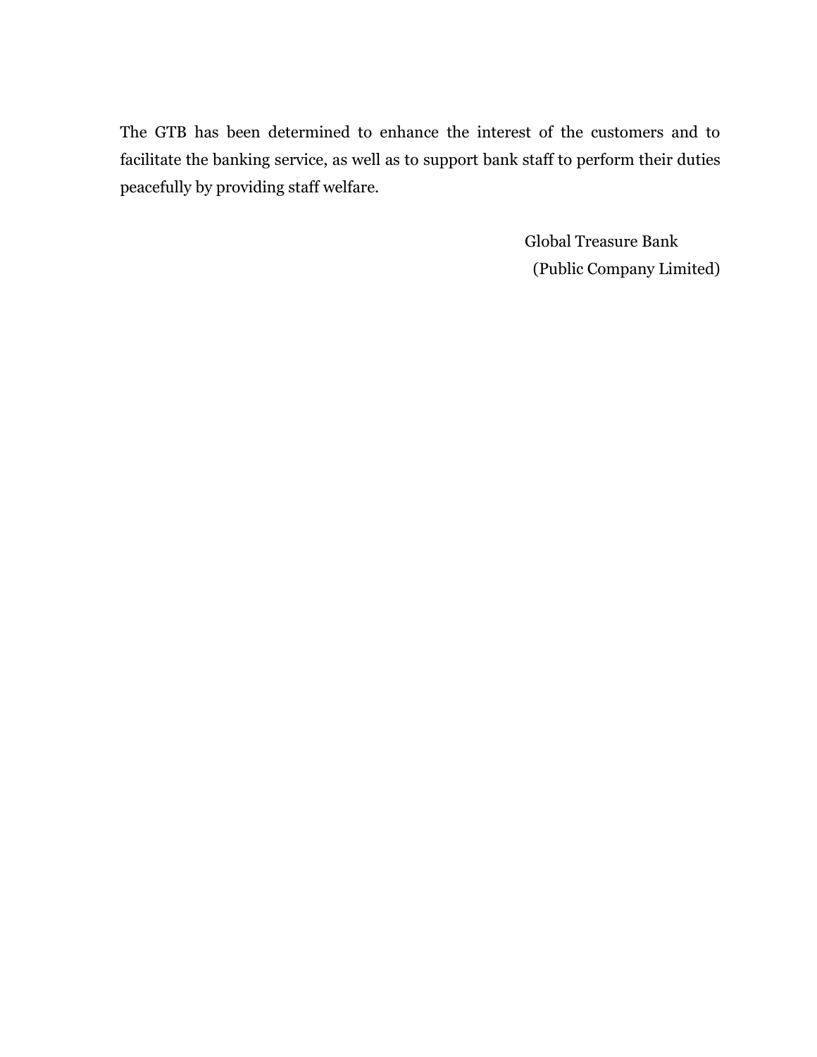The GTB has been determined to enhance the interest of the customers and to facilitate the banking service, as well as to support bank staff to perform their duties peacefully by providing staff welfare.

Global Treasure Bank
(Public Company Limited)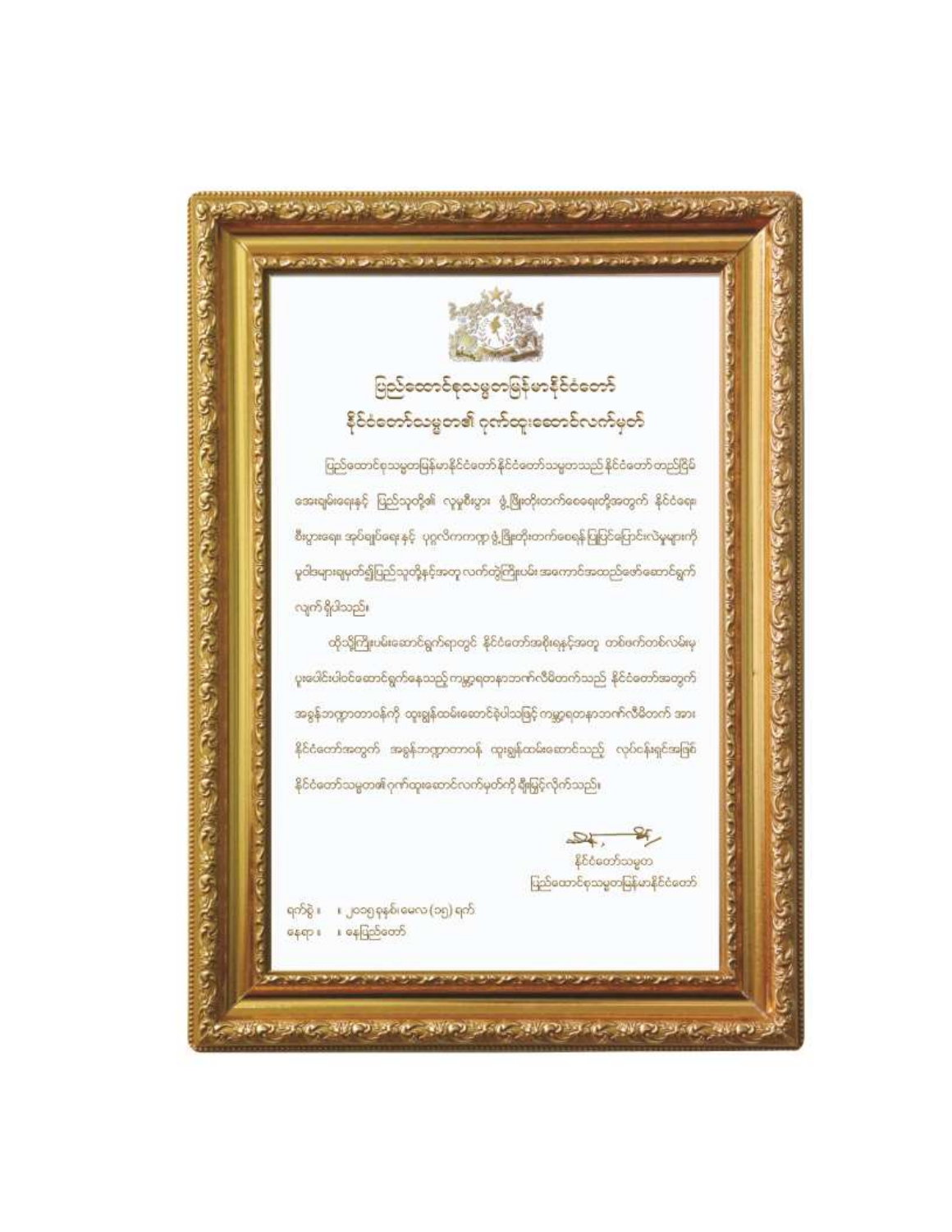# ပြည်ထောင်စုသမ္မတမြန်မာနိုင်ငံတော်
## နိုင်ငံတော်သမ္မတ၏ ဂုဏ်ထူးဆောင်လက်မှတ်

ပြည်ထောင်စုသမ္မတမြန်မာနိုင်ငံတော် နိုင်ငံတော်သမ္မတသည် နိုင်ငံတော် တည်ငြိမ်အေးချမ်းရေးနှင့် ပြည်သူတို့၏ လူမှုစီးပွား ဖွံ့ဖြိုးတိုးတက်ရေးတို့အတွက် နိုင်ငံရေး စီးပွားရေး အုပ်ချုပ်ရေး နှင့် ပုဂ္ဂလိကကဏ္ဍ ဖွံ့ဖြိုးတိုးတက်စေရန် ပြုပြင်ပြောင်းလဲမှုများကို မူဝါဒများချမှတ်၍ပြည်သူတို့နှင့်အတူ လက်တွဲကြိုးပမ်း အကောင်အထည်ဖော်ဆောင်ရွက်လျက် ရှိပါသည်။

ထိုသို့ကြိုးပမ်းဆောင်ရွက်ရာတွင် နိုင်ငံတော်အစိုးရနှင့်အတူ တစ်ဖက်တစ်လမ်းမှ ပူးပေါင်းပါဝင်ဆောင်ရွက်နေသည့် ကမ္ဘာ့ရတနာဘဏ်လီမိတက်သည် နိုင်ငံတော်အတွက် အခွန်ဘဏ္ဍာတာဝန်ကို ထူးချွန်ထမ်းဆောင်ခဲ့ပါသဖြင့် ကမ္ဘာ့ရတနာဘဏ်လီမိတက် အား နိုင်ငံတော်အတွက် အခွန်ဘဏ္ဍာတာဝန် ထူးချွန်ထမ်းဆောင်သည့် လုပ်ငန်းရှင်အဖြစ် နိုင်ငံတော်သမ္မတ၏ ဂုဏ်ထူးဆောင်လက်မှတ်ကို ချီးမြှင့်လိုက်သည်။

နိုင်ငံတော်သမ္မတ
ပြည်ထောင်စုသမ္မတမြန်မာနိုင်ငံတော်

ရက်စွဲ ။ ။ ၂၀၁၅ ခုနှစ်၊ မေလ (၁၅) ရက်
နေရာ ။ ။ နေပြည်တော်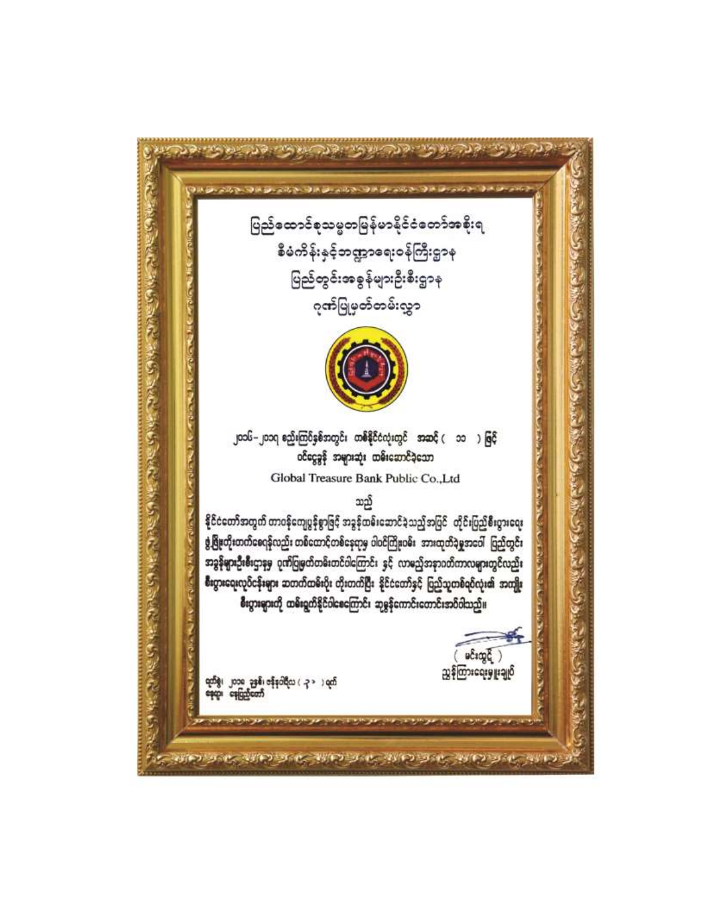# ပြည်ထောင်စုသမ္မတမြန်မာနိုင်ငံတော်အစိုးရ

## စီမံကိန်းနှင့်ဘဏ္ဍာရေးဝန်ကြီးဌာန

## ပြည်တွင်းအခွန်များဦးစီးဌာန

## ဂုဏ်ပြုမှတ်တမ်းလွှာ

၂၀၁၆-၂၀၁၇ ခုနှစ် ဘဏ္ဍာနှစ်အတွင်း တစ်နိုင်ငံလုံးတွင် အဆင့် ( ၁၁ ) ဖြင့် ဝင်ငွေခွန် အများဆုံး ထမ်းဆောင်ခဲ့သော

Global Treasure Bank Public Co.,Ltd

သည်

နိုင်ငံတော်အတွက် တာဝန်ကျေပွန်စွာဖြင့် အခွန်ထမ်းဆောင်ခဲ့သည့်အပြင် တိုင်းပြည်စီးပွားရေး ဖွံ့ဖြိုးတိုးတက်စေရန်လည်း တစ်တောင်တစ်နေရာမှ ပါဝင်ကြိုးပမ်း အားထုတ်ခဲ့မှုအပေါ် ပြည်တွင်းအခွန်များဦးစီးဌာနမှ ဂုဏ်ပြုမှတ်တမ်းတင်ပါကြောင်း နှင့် လာမည့်အနာဂတ်ကာလများတွင်လည်း စီးပွားရေးလုပ်ငန်းများ ဆတက်ထမ်းပိုး တိုးတက်ပြီး နိုင်ငံတော်နှင့် ပြည်သူတစ်ရပ်လုံး၏ အကျိုးစီးပွားများကို ထမ်းရွက်နိုင်ပါစေကြောင်း ဆုမွန်ကောင်းတောင်းအပ်ပါသည်။

( မင်းထွဋ် )

ညွှန်ကြားရေးမှူးချုပ်

ရက်စွဲ၊ ၂၀၁၈ ခုနှစ်၊ ဇန်နဝါရီလ ( ၃ ) ရက်

နေရာ၊ နေပြည်တော်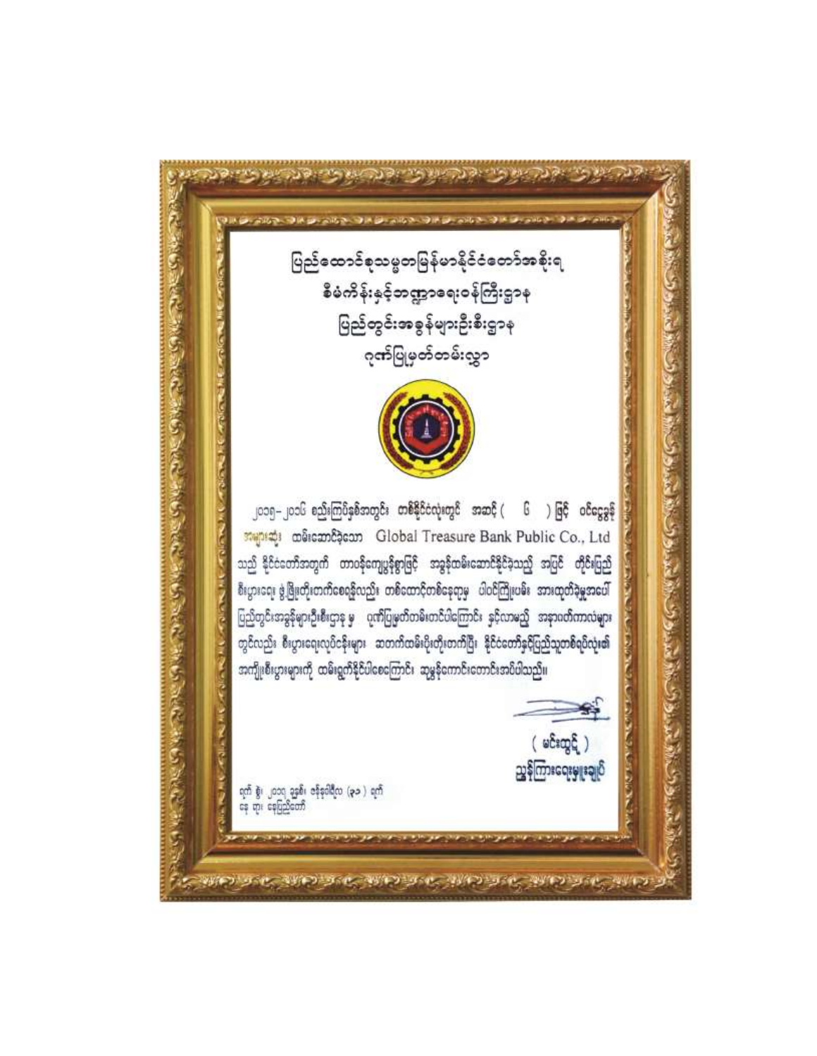# ပြည်ထောင်စုသမ္မတမြန်မာနိုင်ငံတော်အစိုးရ
## စီမံကိန်းနှင့်ဘဏ္ဍာရေးဝန်ကြီးဌာန
## ပြည်တွင်းအခွန်များဦးစီးဌာန
## ဂုဏ်ပြုမှတ်တမ်းလွှာ

၂၀၁၅-၂၀၁၆ စည်းကြပ်နှစ်အတွင်း တစ်နိုင်ငံလုံးတွင် အဆင့် ( ၆ ) ဖြင့် ဝင်ငွေခွန် အများဆုံး ထမ်းဆောင်ခဲ့သော Global Treasure Bank Public Co., Ltd သည် နိုင်ငံတော်အတွက် တာဝန်ကျေပွန်စွာဖြင့် အခွန်ထမ်းဆောင်နိုင်ခဲ့သည့် အပြင် တိုင်းပြည် စီးပွားရေး ဖွံ့ဖြိုးတိုးတက်စေရန်လည်း တစ်ထောင့်တစ်နေရာမှ ပါဝင်ကြိုးပမ်း အားထုတ်ခဲ့မှုအပေါ် ပြည်တွင်းအခွန်များဦးစီးဌာန မှ ဂုဏ်ပြုမှတ်တမ်းတင်ပါကြောင်း နှင့်လာမည့် အနာဂတ်ကာလများ တွင်လည်း စီးပွားရေးလုပ်ငန်းများ ဆတက်ထမ်းပိုးတိုးတက်ပြီး နိုင်ငံတော်နှင့်ပြည်သူတစ်ရပ်လုံး၏ အကျိုးစီးပွားများကို ထမ်းရွက်နိုင်ပါစေကြောင်း ဆုမွန်ကောင်းတောင်းအပ်ပါသည်။

( မင်းထွဋ် )
ညွှန်ကြားရေးမှူးချုပ်

ရက် စွဲ၊ ၂၀၁၇ ခုနှစ်၊ ဇန်နဝါရီလ (၃၀) ရက်
နေ ရာ၊ နေပြည်တော်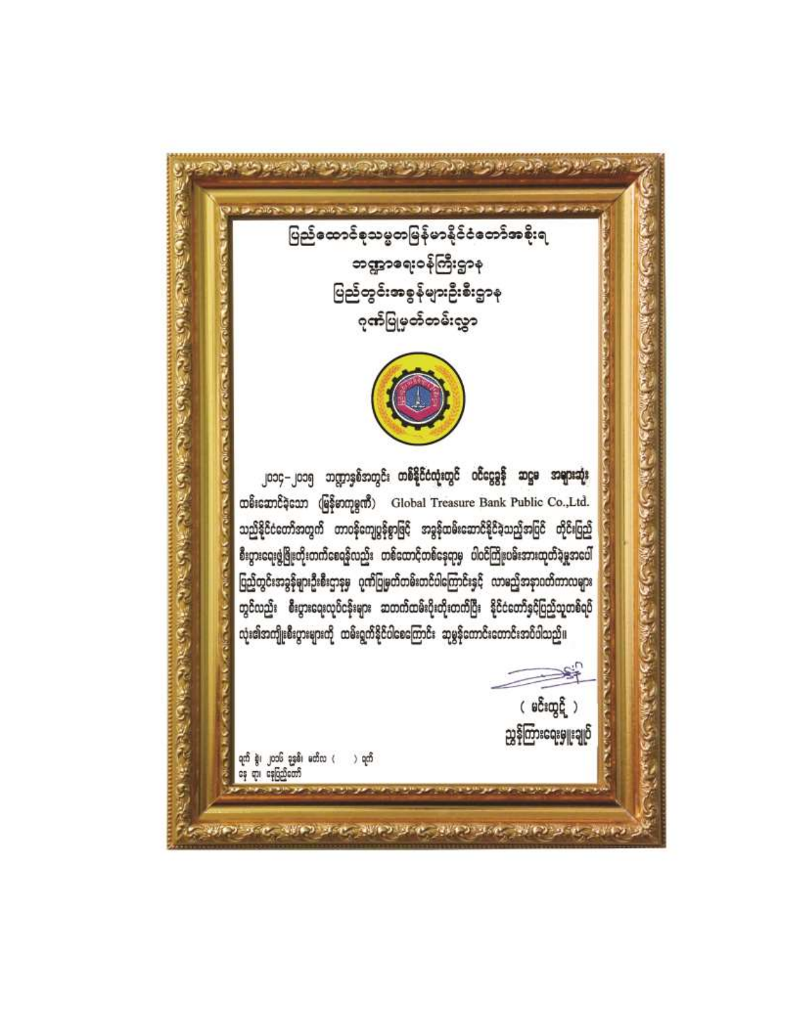# ပြည်ထောင်စုသမ္မတမြန်မာနိုင်ငံတော်အစိုးရ

## ဘဏ္ဍာရေးဝန်ကြီးဌာန

## ပြည်တွင်းအခွန်များဦးစီးဌာန

## ဂုဏ်ပြုမှတ်တမ်းလွှာ

၂၀၁၄-၂၀၁၅ ဘဏ္ဍာနှစ်အတွင်း **တစ်နိုင်ငံလုံးတွင် ဝင်ငွေခွန် ဆဋ္ဌမ အများဆုံး** ထမ်းဆောင်ခဲ့သော (မြန်မာကုမ္ပဏီ) Global Treasure Bank Public Co.,Ltd. သည်နိုင်ငံတော်အတွက် တာဝန်ကျေပွန်စွာဖြင့် အခွန်ထမ်းဆောင်နိုင်ခဲ့သည့်အပြင် တိုင်းပြည် စီးပွားရေးဖွံ့ဖြိုးတိုးတက်စေရန်လည်း တစ်ထောင့်တစ်နေရာမှ ပါဝင်ကြိုးပမ်းအားထုတ်ခဲ့မှုအပေါ် ပြည်တွင်းအခွန်များဦးစီးဌာနမှ ဂုဏ်ပြုမှတ်တမ်းတင်ပါကြောင်းနှင့် လာမည့်အနာဂတ်ကာလများ တွင်လည်း စီးပွားရေးလုပ်ငန်းများ ဆတက်ထမ်းပိုးတိုးတက်ပြီး နိုင်ငံတော်နှင့်ပြည်သူတစ်ရပ် လုံးအကျိုးစီးပွားများကို ထမ်းရွက်နိုင်ပါစေကြောင်း ဆုမွန်ကောင်းတောင်းအပ်ပါသည်။

( မင်းထွဋ် )

ညွှန်ကြားရေးမှူးချုပ်

ရက် စွဲ၊ ၂၀၁၆ ခုနှစ်၊ ဧပြီလ (  ) ရက်

နေ ရာ၊ နေပြည်တော်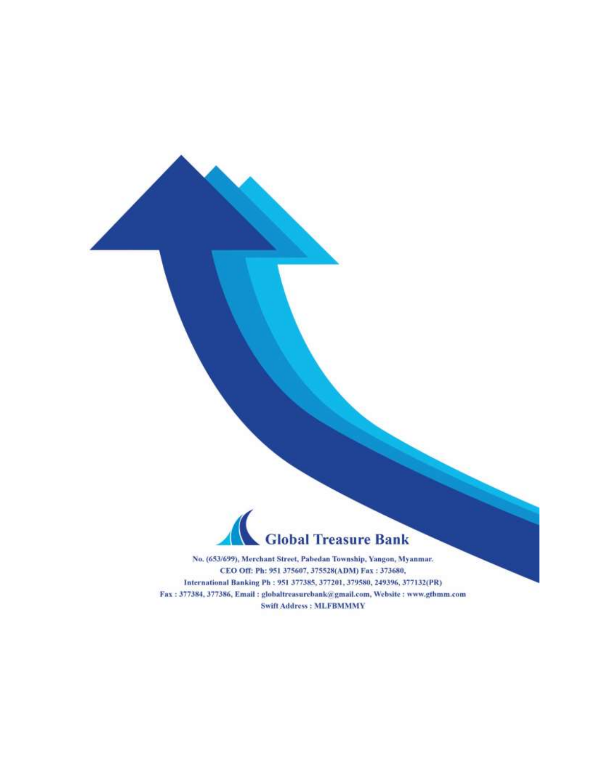**Global Treasure Bank**

No. (653/699), Merchant Street, Pabedan Township, Yangon, Myanmar.
CEO Off: Ph: 951 375607, 375528(ADM) Fax : 373680,
International Banking Ph : 951 377385, 377201, 379580, 249396, 377132(PR)
Fax : 377384, 377386, Email : globaltreasurebank@gmail.com, Website : www.gtbmm.com
Swift Address : MLFBMMMY